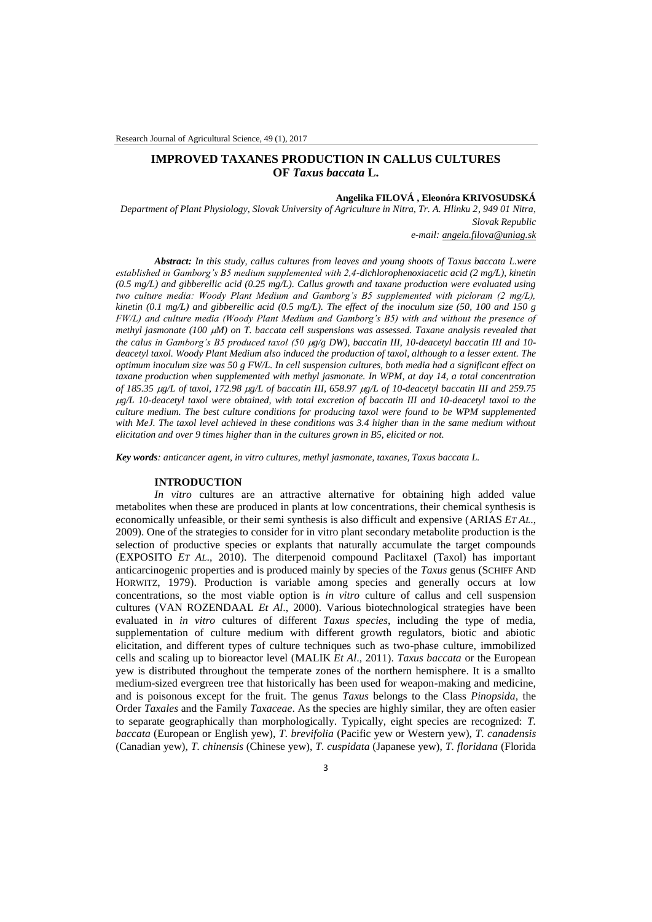# IMPROVED TAXANES PRODUCTION IN CALLUS CULTURES OF *Taxus baccata* L.

**Angelika FILOVÁ , Eleonóra KRIVOSUDSKÁ**

*Department of Plant Physiology, Slovak University of Agriculture in Nitra, Tr. A. Hlinku 2, 949 01 Nitra, Slovak Republic*
*e-mail: angela.filova@uniag.sk*

***Abstract:*** *In this study, callus cultures from leaves and young shoots of Taxus baccata L.were established in Gamborg's B5 medium supplemented with 2,4-dichlorophenoxiacetic acid (2 mg/L), kinetin (0.5 mg/L) and gibberellic acid (0.25 mg/L). Callus growth and taxane production were evaluated using two culture media: Woody Plant Medium and Gamborg's B5 supplemented with picloram (2 mg/L), kinetin (0.1 mg/L) and gibberellic acid (0.5 mg/L). The effect of the inoculum size (50, 100 and 150 g FW/L) and culture media (Woody Plant Medium and Gamborg's B5) with and without the presence of methyl jasmonate (100 μM) on T. baccata cell suspensions was assessed. Taxane analysis revealed that the calus in Gamborg's B5 produced taxol (50 μg/g DW), baccatin III, 10-deacetyl baccatin III and 10-deacetyl taxol. Woody Plant Medium also induced the production of taxol, although to a lesser extent. The optimum inoculum size was 50 g FW/L. In cell suspension cultures, both media had a significant effect on taxane production when supplemented with methyl jasmonate. In WPM, at day 14, a total concentration of 185.35 μg/L of taxol, 172.98 μg/L of baccatin III, 658.97 μg/L of 10-deacetyl baccatin III and 259.75 μg/L 10-deacetyl taxol were obtained, with total excretion of baccatin III and 10-deacetyl taxol to the culture medium. The best culture conditions for producing taxol were found to be WPM supplemented with MeJ. The taxol level achieved in these conditions was 3.4 higher than in the same medium without elicitation and over 9 times higher than in the cultures grown in B5, elicited or not.*

***Key words****: anticancer agent, in vitro cultures, methyl jasmonate, taxanes, Taxus baccata L.*

## INTRODUCTION

*In vitro* cultures are an attractive alternative for obtaining high added value metabolites when these are produced in plants at low concentrations, their chemical synthesis is economically unfeasible, or their semi synthesis is also difficult and expensive (ARIAS *ET AL*., 2009). One of the strategies to consider for in vitro plant secondary metabolite production is the selection of productive species or explants that naturally accumulate the target compounds (EXPOSITO *ET AL*., 2010). The diterpenoid compound Paclitaxel (Taxol) has important anticarcinogenic properties and is produced mainly by species of the *Taxus* genus (SCHIFF AND HORWITZ, 1979). Production is variable among species and generally occurs at low concentrations, so the most viable option is *in vitro* culture of callus and cell suspension cultures (VAN ROZENDAAL *Et Al*., 2000). Various biotechnological strategies have been evaluated in *in vitro* cultures of different *Taxus species*, including the type of media, supplementation of culture medium with different growth regulators, biotic and abiotic elicitation, and different types of culture techniques such as two-phase culture, immobilized cells and scaling up to bioreactor level (MALIK *Et Al*., 2011). *Taxus baccata* or the European yew is distributed throughout the temperate zones of the northern hemisphere. It is a smallto medium-sized evergreen tree that historically has been used for weapon-making and medicine, and is poisonous except for the fruit. The genus *Taxus* belongs to the Class *Pinopsida*, the Order *Taxales* and the Family *Taxaceae*. As the species are highly similar, they are often easier to separate geographically than morphologically. Typically, eight species are recognized: *T. baccata* (European or English yew), *T. brevifolia* (Pacific yew or Western yew), *T. canadensis* (Canadian yew), *T. chinensis* (Chinese yew), *T. cuspidata* (Japanese yew), *T. floridana* (Florida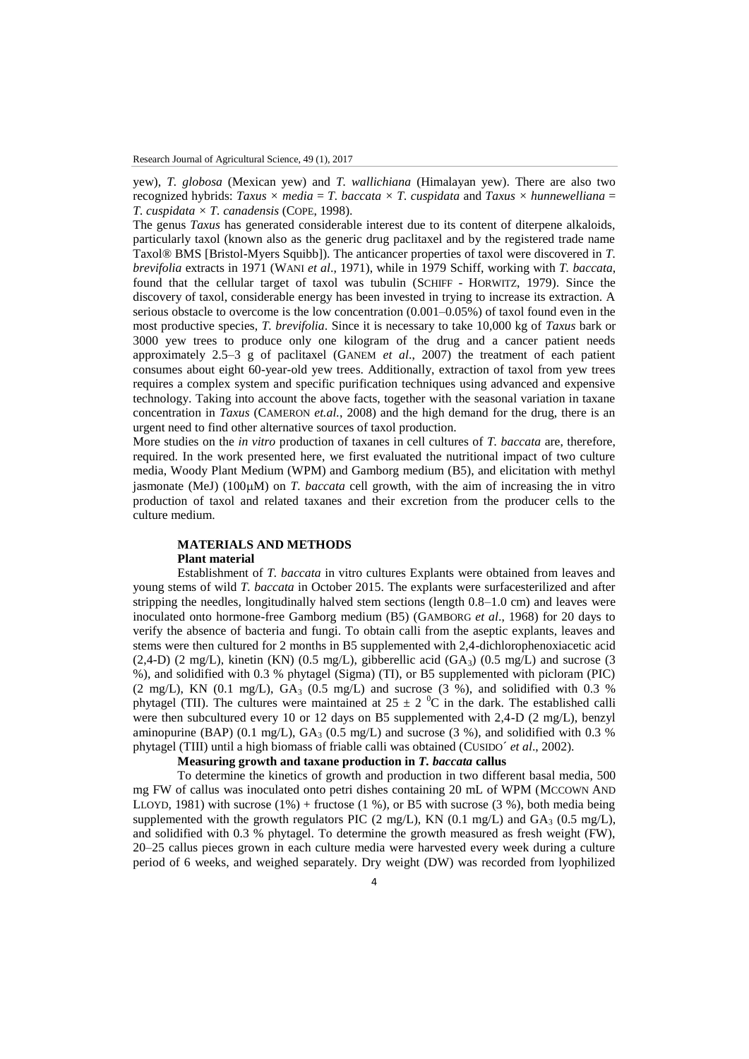yew), *T. globosa* (Mexican yew) and *T. wallichiana* (Himalayan yew). There are also two recognized hybrids: *Taxus* × *media* = *T. baccata* × *T. cuspidata* and *Taxus* × *hunnewelliana* = *T. cuspidata* × *T. canadensis* (COPE, 1998).

The genus *Taxus* has generated considerable interest due to its content of diterpene alkaloids, particularly taxol (known also as the generic drug paclitaxel and by the registered trade name Taxol® BMS [Bristol-Myers Squibb]). The anticancer properties of taxol were discovered in *T. brevifolia* extracts in 1971 (WANI *et al*., 1971), while in 1979 Schiff, working with *T. baccata*, found that the cellular target of taxol was tubulin (SCHIFF - HORWITZ, 1979). Since the discovery of taxol, considerable energy has been invested in trying to increase its extraction. A serious obstacle to overcome is the low concentration (0.001–0.05%) of taxol found even in the most productive species, *T. brevifolia*. Since it is necessary to take 10,000 kg of *Taxus* bark or 3000 yew trees to produce only one kilogram of the drug and a cancer patient needs approximately 2.5–3 g of paclitaxel (GANEM *et al*., 2007) the treatment of each patient consumes about eight 60-year-old yew trees. Additionally, extraction of taxol from yew trees requires a complex system and specific purification techniques using advanced and expensive technology. Taking into account the above facts, together with the seasonal variation in taxane concentration in *Taxus* (CAMERON *et.al.*, 2008) and the high demand for the drug, there is an urgent need to find other alternative sources of taxol production.

More studies on the *in vitro* production of taxanes in cell cultures of *T. baccata* are, therefore, required. In the work presented here, we first evaluated the nutritional impact of two culture media, Woody Plant Medium (WPM) and Gamborg medium (B5), and elicitation with methyl jasmonate (MeJ) (100μM) on *T. baccata* cell growth, with the aim of increasing the in vitro production of taxol and related taxanes and their excretion from the producer cells to the culture medium.

## MATERIALS AND METHODS

### Plant material

Establishment of *T. baccata* in vitro cultures Explants were obtained from leaves and young stems of wild *T. baccata* in October 2015. The explants were surfacesterilized and after stripping the needles, longitudinally halved stem sections (length 0.8–1.0 cm) and leaves were inoculated onto hormone-free Gamborg medium (B5) (GAMBORG *et al*., 1968) for 20 days to verify the absence of bacteria and fungi. To obtain calli from the aseptic explants, leaves and stems were then cultured for 2 months in B5 supplemented with 2,4-dichlorophenoxiacetic acid (2,4-D) (2 mg/L), kinetin (KN) (0.5 mg/L), gibberellic acid ($GA_3$) (0.5 mg/L) and sucrose (3 %), and solidified with 0.3 % phytagel (Sigma) (TI), or B5 supplemented with picloram (PIC) (2 mg/L), KN (0.1 mg/L), $GA_3$ (0.5 mg/L) and sucrose (3 %), and solidified with 0.3 % phytagel (TII). The cultures were maintained at $25 \pm 2$ $^0$C in the dark. The established calli were then subcultured every 10 or 12 days on B5 supplemented with 2,4-D (2 mg/L), benzyl aminopurine (BAP) (0.1 mg/L), $GA_3$ (0.5 mg/L) and sucrose (3 %), and solidified with 0.3 % phytagel (TIII) until a high biomass of friable calli was obtained (CUSIDO´ *et al*., 2002).

### Measuring growth and taxane production in *T. baccata* callus

To determine the kinetics of growth and production in two different basal media, 500 mg FW of callus was inoculated onto petri dishes containing 20 mL of WPM (MCCOWN AND LLOYD, 1981) with sucrose (1%) + fructose (1 %), or B5 with sucrose (3 %), both media being supplemented with the growth regulators PIC (2 mg/L), KN (0.1 mg/L) and $GA_3$ (0.5 mg/L), and solidified with 0.3 % phytagel. To determine the growth measured as fresh weight (FW), 20–25 callus pieces grown in each culture media were harvested every week during a culture period of 6 weeks, and weighed separately. Dry weight (DW) was recorded from lyophilized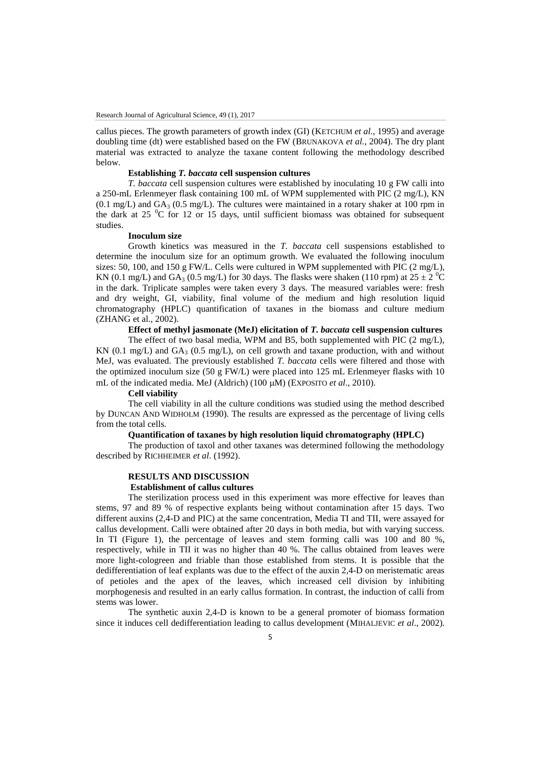callus pieces. The growth parameters of growth index (GI) (KETCHUM *et al.*, 1995) and average doubling time (dt) were established based on the FW (BRUNAKOVA *et al.*, 2004). The dry plant material was extracted to analyze the taxane content following the methodology described below.

**Establishing *T. baccata* cell suspension cultures**

*T. baccata* cell suspension cultures were established by inoculating 10 g FW calli into a 250-mL Erlenmeyer flask containing 100 mL of WPM supplemented with PIC (2 mg/L), KN (0.1 mg/L) and $GA_3$ (0.5 mg/L). The cultures were maintained in a rotary shaker at 100 rpm in the dark at 25 $^0$C for 12 or 15 days, until sufficient biomass was obtained for subsequent studies.

**Inoculum size**

Growth kinetics was measured in the *T. baccata* cell suspensions established to determine the inoculum size for an optimum growth. We evaluated the following inoculum sizes: 50, 100, and 150 g FW/L. Cells were cultured in WPM supplemented with PIC (2 mg/L), KN (0.1 mg/L) and $GA_3$ (0.5 mg/L) for 30 days. The flasks were shaken (110 rpm) at $25 \pm 2$ $^0$C in the dark. Triplicate samples were taken every 3 days. The measured variables were: fresh and dry weight, GI, viability, final volume of the medium and high resolution liquid chromatography (HPLC) quantification of taxanes in the biomass and culture medium (ZHANG et al., 2002).

**Effect of methyl jasmonate (MeJ) elicitation of *T. baccata* cell suspension cultures**

The effect of two basal media, WPM and B5, both supplemented with PIC (2 mg/L), KN (0.1 mg/L) and $GA_3$ (0.5 mg/L), on cell growth and taxane production, with and without MeJ, was evaluated. The previously established *T. baccata* cells were filtered and those with the optimized inoculum size (50 g FW/L) were placed into 125 mL Erlenmeyer flasks with 10 mL of the indicated media. MeJ (Aldrich) (100 μM) (EXPOSITO *et al*., 2010).

**Cell viability**

The cell viability in all the culture conditions was studied using the method described by DUNCAN AND WIDHOLM (1990). The results are expressed as the percentage of living cells from the total cells.

**Quantification of taxanes by high resolution liquid chromatography (HPLC)**

The production of taxol and other taxanes was determined following the methodology described by RICHHEIMER *et al*. (1992).

## RESULTS AND DISCUSSION

**Establishment of callus cultures**

The sterilization process used in this experiment was more effective for leaves than stems, 97 and 89 % of respective explants being without contamination after 15 days. Two different auxins (2,4-D and PIC) at the same concentration, Media TI and TII, were assayed for callus development. Calli were obtained after 20 days in both media, but with varying success. In TI (Figure 1), the percentage of leaves and stem forming calli was 100 and 80 %, respectively, while in TII it was no higher than 40 %. The callus obtained from leaves were more light-cologreen and friable than those established from stems. It is possible that the dedifferentiation of leaf explants was due to the effect of the auxin 2,4-D on meristematic areas of petioles and the apex of the leaves, which increased cell division by inhibiting morphogenesis and resulted in an early callus formation. In contrast, the induction of calli from stems was lower.

The synthetic auxin 2,4-D is known to be a general promoter of biomass formation since it induces cell dedifferentiation leading to callus development (MIHALJEVIC *et al*., 2002).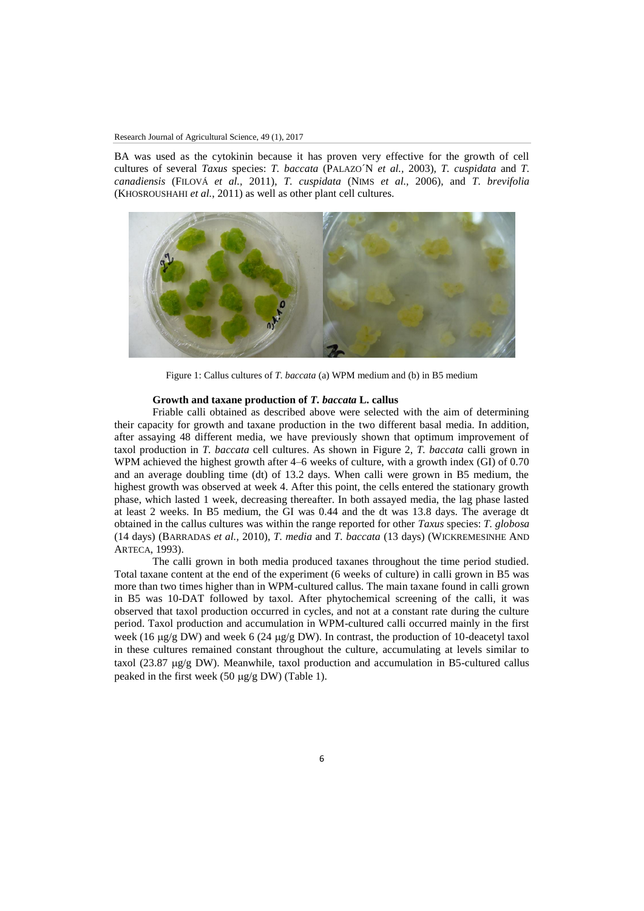BA was used as the cytokinin because it has proven very effective for the growth of cell cultures of several *Taxus* species: *T. baccata* (PALAZO´N *et al.,* 2003), *T. cuspidata* and *T. canadiensis* (FILOVÁ *et al.,* 2011), *T. cuspidata* (NIMS *et al.,* 2006), and *T. brevifolia* (KHOSROUSHAHI *et al.*, 2011) as well as other plant cell cultures.

Figure 1: Callus cultures of *T. baccata* (a) WPM medium and (b) in B5 medium

### Growth and taxane production of *T. baccata* L. callus

Friable calli obtained as described above were selected with the aim of determining their capacity for growth and taxane production in the two different basal media. In addition, after assaying 48 different media, we have previously shown that optimum improvement of taxol production in *T. baccata* cell cultures. As shown in Figure 2, *T. baccata* calli grown in WPM achieved the highest growth after 4–6 weeks of culture, with a growth index (GI) of 0.70 and an average doubling time (dt) of 13.2 days. When calli were grown in B5 medium, the highest growth was observed at week 4. After this point, the cells entered the stationary growth phase, which lasted 1 week, decreasing thereafter. In both assayed media, the lag phase lasted at least 2 weeks. In B5 medium, the GI was 0.44 and the dt was 13.8 days. The average dt obtained in the callus cultures was within the range reported for other *Taxus* species: *T. globosa* (14 days) (BARRADAS *et al.,* 2010), *T. media* and *T. baccata* (13 days) (WICKREMESINHE AND ARTECA, 1993).

The calli grown in both media produced taxanes throughout the time period studied. Total taxane content at the end of the experiment (6 weeks of culture) in calli grown in B5 was more than two times higher than in WPM-cultured callus. The main taxane found in calli grown in B5 was 10-DAT followed by taxol. After phytochemical screening of the calli, it was observed that taxol production occurred in cycles, and not at a constant rate during the culture period. Taxol production and accumulation in WPM-cultured calli occurred mainly in the first week (16 μg/g DW) and week 6 (24 μg/g DW). In contrast, the production of 10-deacetyl taxol in these cultures remained constant throughout the culture, accumulating at levels similar to taxol (23.87 μg/g DW). Meanwhile, taxol production and accumulation in B5-cultured callus peaked in the first week (50 μg/g DW) (Table 1).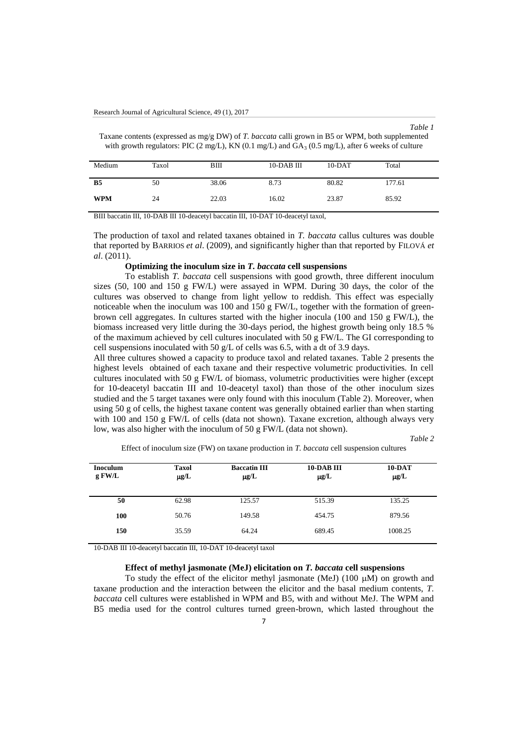*Table 1*

Taxane contents (expressed as mg/g DW) of *T. baccata* calli grown in B5 or WPM, both supplemented with growth regulators: PIC (2 mg/L), KN (0.1 mg/L) and $GA_3$ (0.5 mg/L), after 6 weeks of culture

| Medium | Taxol | BIII | 10-DAB III | 10-DAT | Total |
|---|---|---|---|---|---|
| **B5** | 50 | 38.06 | 8.73 | 80.82 | 177.61 |
| **WPM** | 24 | 22.03 | 16.02 | 23.87 | 85.92 |

BIII baccatin III, 10-DAB III 10-deacetyl baccatin III, 10-DAT 10-deacetyl taxol,

The production of taxol and related taxanes obtained in *T. baccata* callus cultures was double that reported by BARRIOS *et al*. (2009), and significantly higher than that reported by FILOVÁ *et al*. (2011).

### Optimizing the inoculum size in *T. baccata* cell suspensions

To establish *T. baccata* cell suspensions with good growth, three different inoculum sizes (50, 100 and 150 g FW/L) were assayed in WPM. During 30 days, the color of the cultures was observed to change from light yellow to reddish. This effect was especially noticeable when the inoculum was 100 and 150 g FW/L, together with the formation of green-brown cell aggregates. In cultures started with the higher inocula (100 and 150 g FW/L), the biomass increased very little during the 30-days period, the highest growth being only 18.5 % of the maximum achieved by cell cultures inoculated with 50 g FW/L. The GI corresponding to cell suspensions inoculated with 50 g/L of cells was 6.5, with a dt of 3.9 days.

All three cultures showed a capacity to produce taxol and related taxanes. Table 2 presents the highest levels obtained of each taxane and their respective volumetric productivities. In cell cultures inoculated with 50 g FW/L of biomass, volumetric productivities were higher (except for 10-deacetyl baccatin III and 10-deacetyl taxol) than those of the other inoculum sizes studied and the 5 target taxanes were only found with this inoculum (Table 2). Moreover, when using 50 g of cells, the highest taxane content was generally obtained earlier than when starting with 100 and 150 g FW/L of cells (data not shown). Taxane excretion, although always very low, was also higher with the inoculum of 50 g FW/L (data not shown).

*Table 2*

Effect of inoculum size (FW) on taxane production in *T. baccata* cell suspension cultures

| **Inoculum g FW/L** | **Taxol μg/L** | **Baccatin III μg/L** | **10-DAB III μg/L** | **10-DAT μg/L** |
|---|---|---|---|---|
| **50** | 62.98 | 125.57 | 515.39 | 135.25 |
| **100** | 50.76 | 149.58 | 454.75 | 879.56 |
| **150** | 35.59 | 64.24 | 689.45 | 1008.25 |

10-DAB III 10-deacetyl baccatin III, 10-DAT 10-deacetyl taxol

### Effect of methyl jasmonate (MeJ) elicitation on *T. baccata* cell suspensions

To study the effect of the elicitor methyl jasmonate (MeJ) (100 μM) on growth and taxane production and the interaction between the elicitor and the basal medium contents, *T. baccata* cell cultures were established in WPM and B5, with and without MeJ. The WPM and B5 media used for the control cultures turned green-brown, which lasted throughout the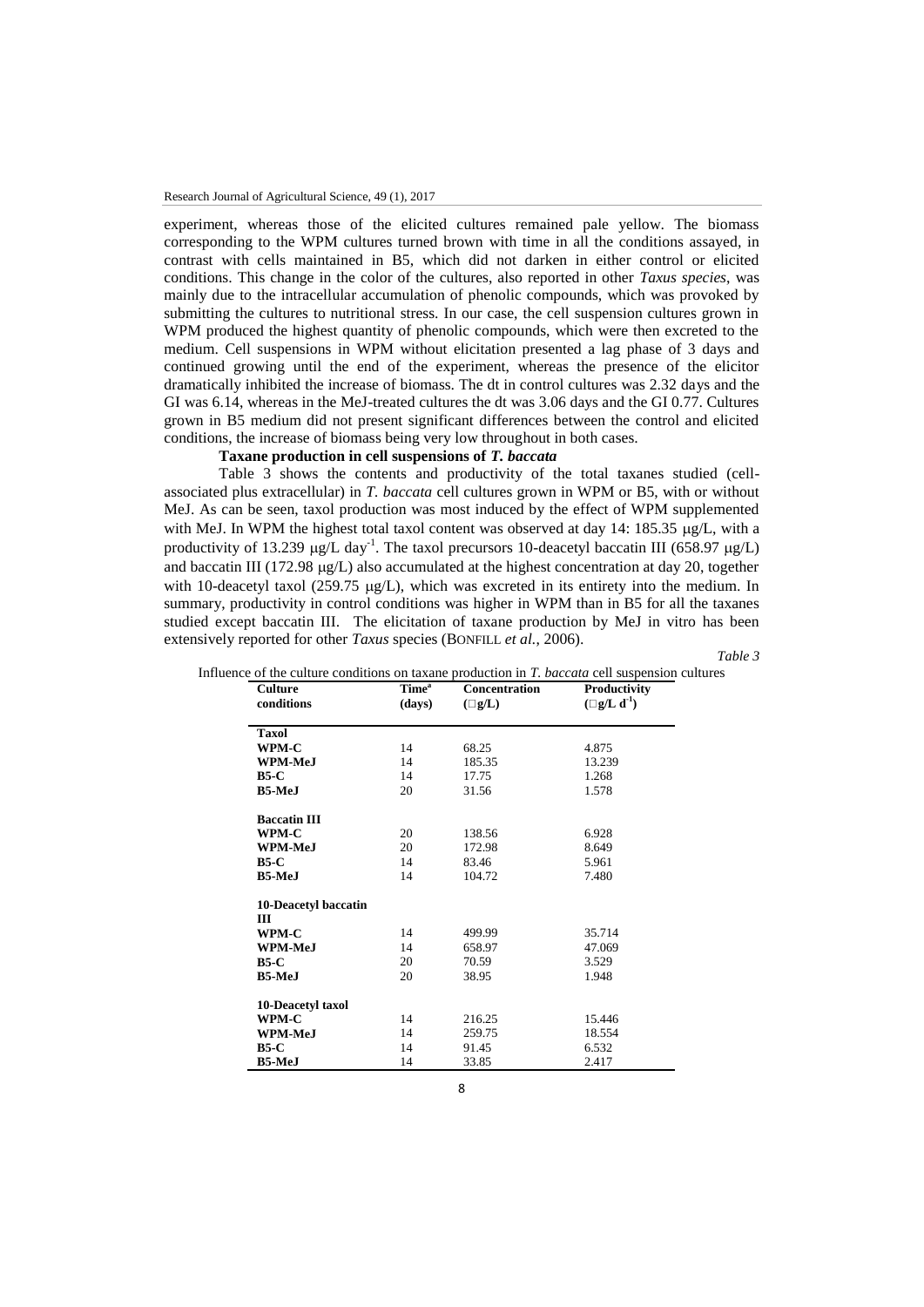experiment, whereas those of the elicited cultures remained pale yellow. The biomass corresponding to the WPM cultures turned brown with time in all the conditions assayed, in contrast with cells maintained in B5, which did not darken in either control or elicited conditions. This change in the color of the cultures, also reported in other *Taxus species*, was mainly due to the intracellular accumulation of phenolic compounds, which was provoked by submitting the cultures to nutritional stress. In our case, the cell suspension cultures grown in WPM produced the highest quantity of phenolic compounds, which were then excreted to the medium. Cell suspensions in WPM without elicitation presented a lag phase of 3 days and continued growing until the end of the experiment, whereas the presence of the elicitor dramatically inhibited the increase of biomass. The dt in control cultures was 2.32 days and the GI was 6.14, whereas in the MeJ-treated cultures the dt was 3.06 days and the GI 0.77. Cultures grown in B5 medium did not present significant differences between the control and elicited conditions, the increase of biomass being very low throughout in both cases.

**Taxane production in cell suspensions of *T. baccata***

Table 3 shows the contents and productivity of the total taxanes studied (cell-associated plus extracellular) in *T. baccata* cell cultures grown in WPM or B5, with or without MeJ. As can be seen, taxol production was most induced by the effect of WPM supplemented with MeJ. In WPM the highest total taxol content was observed at day 14: 185.35 μg/L, with a productivity of 13.239 μg/L day$^{-1}$. The taxol precursors 10-deacetyl baccatin III (658.97 μg/L) and baccatin III (172.98 μg/L) also accumulated at the highest concentration at day 20, together with 10-deacetyl taxol (259.75 μg/L), which was excreted in its entirety into the medium. In summary, productivity in control conditions was higher in WPM than in B5 for all the taxanes studied except baccatin III. The elicitation of taxane production by MeJ in vitro has been extensively reported for other *Taxus* species (BONFILL *et al.*, 2006).

*Table 3*

Influence of the culture conditions on taxane production in *T. baccata* cell suspension cultures

| Culture conditions | Time[a] (days) | Concentration (μg/L) | Productivity (μg/L d$^{-1}$) |
|---|---|---|---|
| **Taxol** | | | |
| **WPM-C** | 14 | 68.25 | 4.875 |
| **WPM-MeJ** | 14 | 185.35 | 13.239 |
| **B5-C** | 14 | 17.75 | 1.268 |
| **B5-MeJ** | 20 | 31.56 | 1.578 |
| **Baccatin III** | | | |
| **WPM-C** | 20 | 138.56 | 6.928 |
| **WPM-MeJ** | 20 | 172.98 | 8.649 |
| **B5-C** | 14 | 83.46 | 5.961 |
| **B5-MeJ** | 14 | 104.72 | 7.480 |
| **10-Deacetyl baccatin III** | | | |
| **WPM-C** | 14 | 499.99 | 35.714 |
| **WPM-MeJ** | 14 | 658.97 | 47.069 |
| **B5-C** | 20 | 70.59 | 3.529 |
| **B5-MeJ** | 20 | 38.95 | 1.948 |
| **10-Deacetyl taxol** | | | |
| **WPM-C** | 14 | 216.25 | 15.446 |
| **WPM-MeJ** | 14 | 259.75 | 18.554 |
| **B5-C** | 14 | 91.45 | 6.532 |
| **B5-MeJ** | 14 | 33.85 | 2.417 |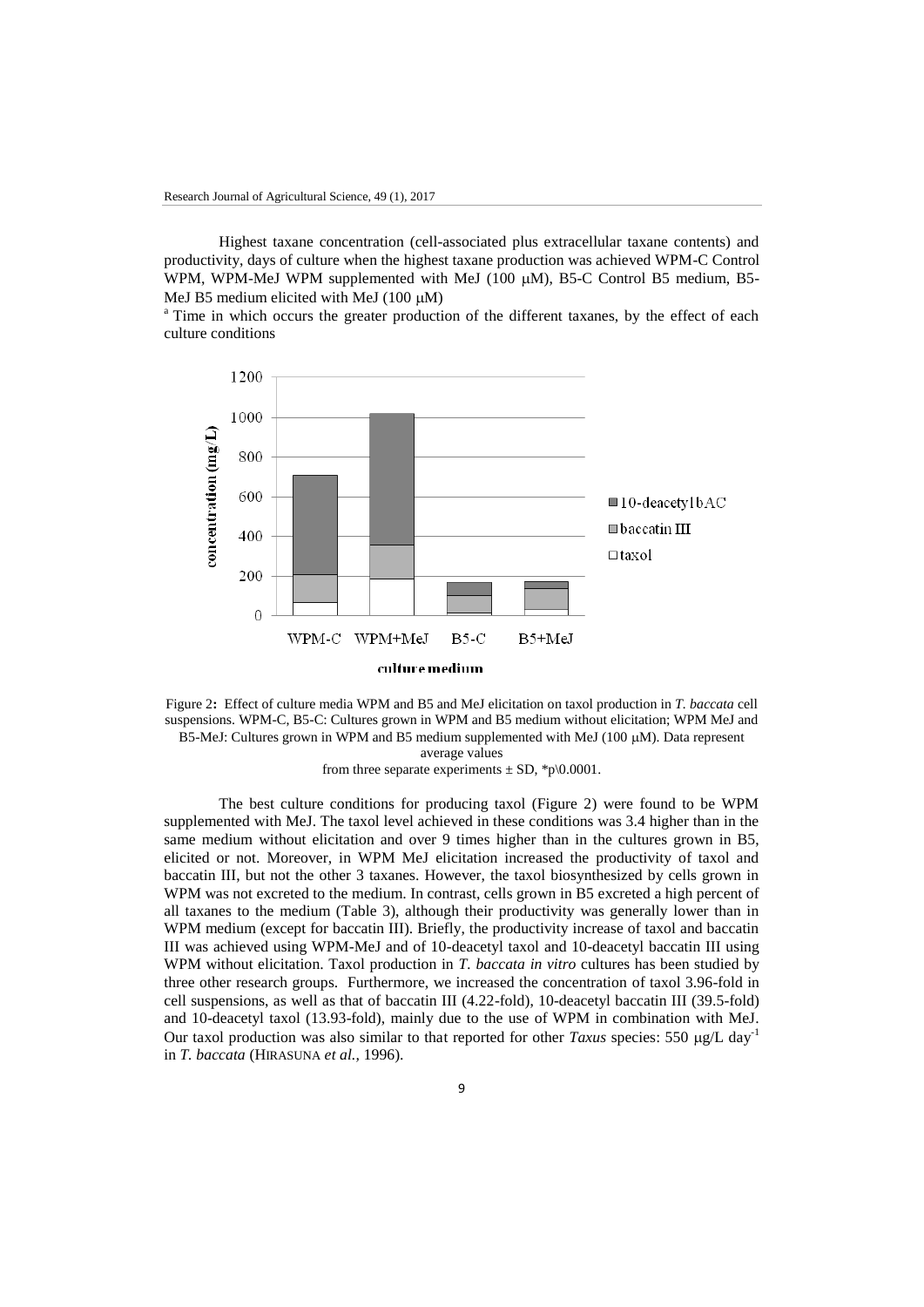Highest taxane concentration (cell-associated plus extracellular taxane contents) and productivity, days of culture when the highest taxane production was achieved WPM-C Control WPM, WPM-MeJ WPM supplemented with MeJ (100 μM), B5-C Control B5 medium, B5-MeJ B5 medium elicited with MeJ (100 μM)

[a] Time in which occurs the greater production of the different taxanes, by the effect of each culture conditions

Figure 2: Effect of culture media WPM and B5 and MeJ elicitation on taxol production in *T. baccata* cell suspensions. WPM-C, B5-C: Cultures grown in WPM and B5 medium without elicitation; WPM MeJ and B5-MeJ: Cultures grown in WPM and B5 medium supplemented with MeJ (100 μM). Data represent average values from three separate experiments ± SD, *p\0.0001.

The best culture conditions for producing taxol (Figure 2) were found to be WPM supplemented with MeJ. The taxol level achieved in these conditions was 3.4 higher than in the same medium without elicitation and over 9 times higher than in the cultures grown in B5, elicited or not. Moreover, in WPM MeJ elicitation increased the productivity of taxol and baccatin III, but not the other 3 taxanes. However, the taxol biosynthesized by cells grown in WPM was not excreted to the medium. In contrast, cells grown in B5 excreted a high percent of all taxanes to the medium (Table 3), although their productivity was generally lower than in WPM medium (except for baccatin III). Briefly, the productivity increase of taxol and baccatin III was achieved using WPM-MeJ and of 10-deacetyl taxol and 10-deacetyl baccatin III using WPM without elicitation. Taxol production in *T. baccata in vitro* cultures has been studied by three other research groups. Furthermore, we increased the concentration of taxol 3.96-fold in cell suspensions, as well as that of baccatin III (4.22-fold), 10-deacetyl baccatin III (39.5-fold) and 10-deacetyl taxol (13.93-fold), mainly due to the use of WPM in combination with MeJ. Our taxol production was also similar to that reported for other *Taxus* species: 550 μg/L $day^{-1}$ in *T. baccata* (HIRASUNA *et al.,* 1996).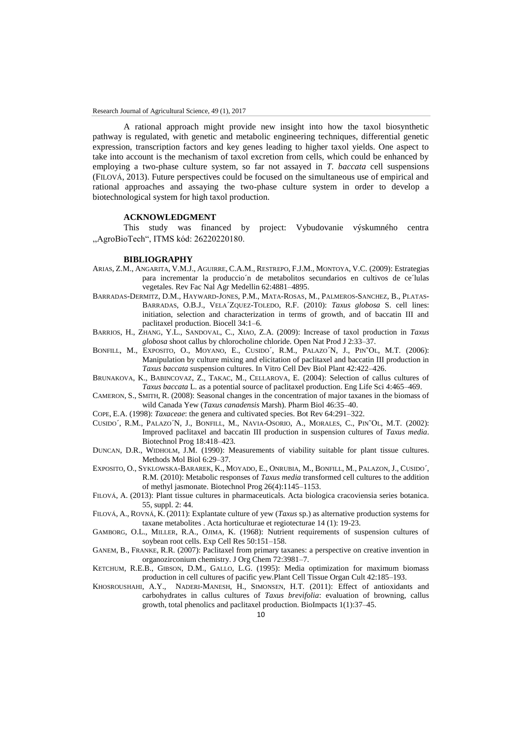A rational approach might provide new insight into how the taxol biosynthetic pathway is regulated, with genetic and metabolic engineering techniques, differential genetic expression, transcription factors and key genes leading to higher taxol yields. One aspect to take into account is the mechanism of taxol excretion from cells, which could be enhanced by employing a two-phase culture system, so far not assayed in *T. baccata* cell suspensions (FILOVÁ, 2013). Future perspectives could be focused on the simultaneous use of empirical and rational approaches and assaying the two-phase culture system in order to develop a biotechnological system for high taxol production.

## ACKNOWLEDGMENT

This study was financed by project: Vybudovanie výskumného centra „AgroBioTech", ITMS kód: 26220220180.

## BIBLIOGRAPHY

ARIAS, Z.M., ANGARITA, V.M.J., AGUIRRE, C.A.M., RESTREPO, F.J.M., MONTOYA, V.C. (2009): Estrategias para incrementar la produccio´n de metabolitos secundarios en cultivos de ce´lulas vegetales. Rev Fac Nal Agr Medellin 62:4881–4895.

BARRADAS-DERMITZ, D.M., HAYWARD-JONES, P.M., MATA-ROSAS, M., PALMEROS-SANCHEZ, B., PLATAS-BARRADAS, O.B.J., VELA´ZQUEZ-TOLEDO, R.F. (2010): *Taxus globosa* S. cell lines: initiation, selection and characterization in terms of growth, and of baccatin III and paclitaxel production. Biocell 34:1–6.

BARRIOS, H., ZHANG, Y.L., SANDOVAL, C., XIAO, Z.A. (2009): Increase of taxol production in *Taxus globosa* shoot callus by chlorocholine chloride. Open Nat Prod J 2:33–37.

BONFILL, M., EXPOSITO, O., MOYANO, E., CUSIDO´, R.M., PALAZO´N, J., PIN˜OL, M.T. (2006): Manipulation by culture mixing and elicitation of paclitaxel and baccatin III production in *Taxus baccata* suspension cultures. In Vitro Cell Dev Biol Plant 42:422–426.

BRUNAKOVA, K., BABINCOVAZ, Z., TAKAC, M., CELLAROVA, E. (2004): Selection of callus cultures of *Taxus baccata* L. as a potential source of paclitaxel production. Eng Life Sci 4:465–469.

CAMERON, S., SMITH, R. (2008): Seasonal changes in the concentration of major taxanes in the biomass of wild Canada Yew (*Taxus canadensis* Marsh). Pharm Biol 46:35–40.

COPE, E.A. (1998): *Taxaceae*: the genera and cultivated species. Bot Rev 64:291–322.

CUSIDO´, R.M., PALAZO´N, J., BONFILL, M., NAVIA-OSORIO, A., MORALES, C., PIN˜OL, M.T. (2002): Improved paclitaxel and baccatin III production in suspension cultures of *Taxus media*. Biotechnol Prog 18:418–423.

DUNCAN, D.R., WIDHOLM, J.M. (1990): Measurements of viability suitable for plant tissue cultures. Methods Mol Biol 6:29–37.

EXPOSITO, O., SYKLOWSKA-BARAREK, K., MOYADO, E., ONRUBIA, M., BONFILL, M., PALAZON, J., CUSIDO´, R.M. (2010): Metabolic responses of *Taxus media* transformed cell cultures to the addition of methyl jasmonate. Biotechnol Prog 26(4):1145–1153.

FILOVÁ, A. (2013): Plant tissue cultures in pharmaceuticals. Acta biologica cracoviensia series botanica. 55, suppl. 2: 44.

FILOVÁ, A., ROVNÁ, K. (2011): Explantate culture of yew (*Taxus* sp.) as alternative production systems for taxane metabolites . Acta horticulturae et regiotecturae 14 (1): 19-23.

GAMBORG, O.L., MILLER, R.A., OJIMA, K. (1968): Nutrient requirements of suspension cultures of soybean root cells. Exp Cell Res 50:151–158.

GANEM, B., FRANKE, R.R. (2007): Paclitaxel from primary taxanes: a perspective on creative invention in organozirconium chemistry. J Org Chem 72:3981–7.

KETCHUM, R.E.B., GIBSON, D.M., GALLO, L.G. (1995): Media optimization for maximum biomass production in cell cultures of pacific yew.Plant Cell Tissue Organ Cult 42:185–193.

KHOSROUSHAHI, A.Y., NADERI-MANESH, H., SIMONSEN, H.T. (2011): Effect of antioxidants and carbohydrates in callus cultures of *Taxus brevifolia*: evaluation of browning, callus growth, total phenolics and paclitaxel production. BioImpacts 1(1):37–45.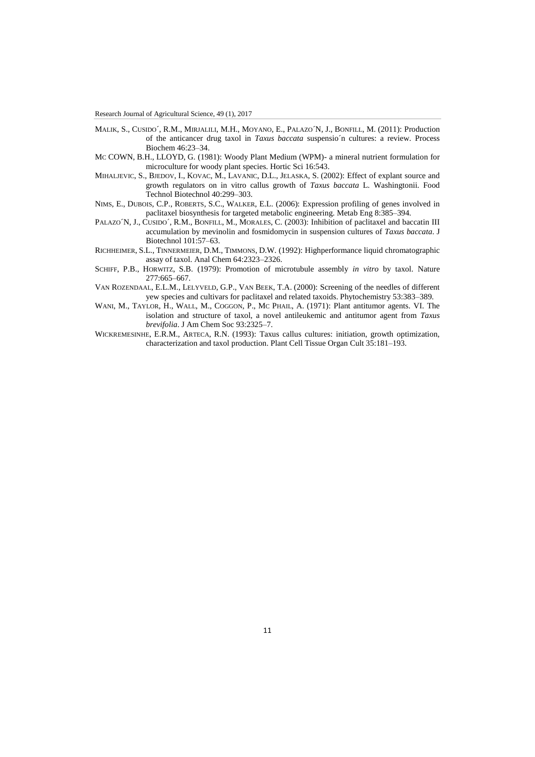MALIK, S., CUSIDO´, R.M., MIRJALILI, M.H., MOYANO, E., PALAZO´N, J., BONFILL, M. (2011): Production of the anticancer drug taxol in *Taxus baccata* suspensio´n cultures: a review. Process Biochem 46:23–34.

MC COWN, B.H., LLOYD, G. (1981): Woody Plant Medium (WPM)- a mineral nutrient formulation for microculture for woody plant species. Hortic Sci 16:543.

MIHALJEVIC, S., BJEDOV, I., KOVAC, M., LAVANIC, D.L., JELASKA, S. (2002): Effect of explant source and growth regulators on in vitro callus growth of *Taxus baccata* L. Washingtonii. Food Technol Biotechnol 40:299–303.

NIMS, E., DUBOIS, C.P., ROBERTS, S.C., WALKER, E.L. (2006): Expression profiling of genes involved in paclitaxel biosynthesis for targeted metabolic engineering. Metab Eng 8:385–394.

PALAZO´N, J., CUSIDO´, R.M., BONFILL, M., MORALES, C. (2003): Inhibition of paclitaxel and baccatin III accumulation by mevinolin and fosmidomycin in suspension cultures of *Taxus baccata*. J Biotechnol 101:57–63.

RICHHEIMER, S.L., TINNERMEIER, D.M., TIMMONS, D.W. (1992): Highperformance liquid chromatographic assay of taxol. Anal Chem 64:2323–2326.

SCHIFF, P.B., HORWITZ, S.B. (1979): Promotion of microtubule assembly *in vitro* by taxol. Nature 277:665–667.

VAN ROZENDAAL, E.L.M., LELYVELD, G.P., VAN BEEK, T.A. (2000): Screening of the needles of different yew species and cultivars for paclitaxel and related taxoids. Phytochemistry 53:383–389.

WANI, M., TAYLOR, H., WALL, M., COGGON, P., MC PHAIL, A. (1971): Plant antitumor agents. VI. The isolation and structure of taxol, a novel antileukemic and antitumor agent from *Taxus brevifolia*. J Am Chem Soc 93:2325–7.

WICKREMESINHE, E.R.M., ARTECA, R.N. (1993): Taxus callus cultures: initiation, growth optimization, characterization and taxol production. Plant Cell Tissue Organ Cult 35:181–193.